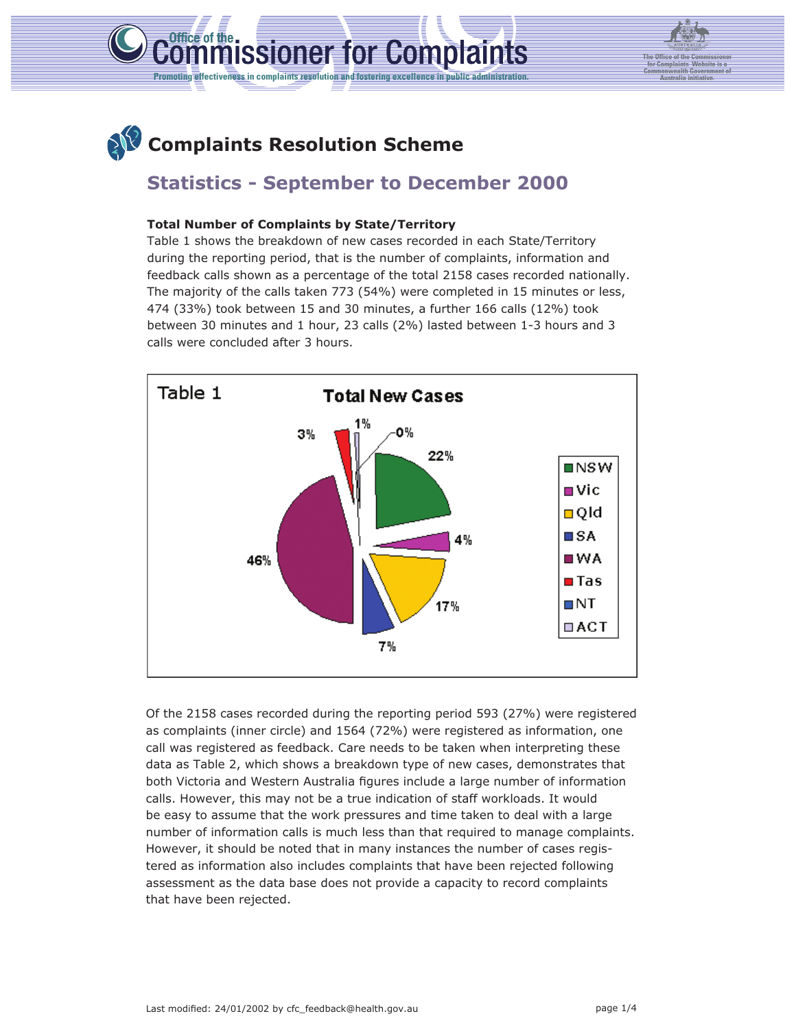Office of the **Commissioner for Complaints**

Promoting effectiveness in complaints resolution and fostering excellence in public administration.

The Office of the Commissioner for Complaints Website is a Commonwealth Government of Australia initiative.

# Complaints Resolution Scheme

## Statistics - September to December 2000

**Total Number of Complaints by State/Territory**

Table 1 shows the breakdown of new cases recorded in each State/Territory during the reporting period, that is the number of complaints, information and feedback calls shown as a percentage of the total 2158 cases recorded nationally. The majority of the calls taken 773 (54%) were completed in 15 minutes or less, 474 (33%) took between 15 and 30 minutes, a further 166 calls (12%) took between 30 minutes and 1 hour, 23 calls (2%) lasted between 1-3 hours and 3 calls were concluded after 3 hours.

Table 1

**Total New Cases**

| State/Territory | % |
|---|---|
| NSW | 22% |
| Vic | 4% |
| Qld | 17% |
| SA | 7% |
| WA | 46% |
| Tas | 3% |
| NT | 1% |
| ACT | 0% |

Of the 2158 cases recorded during the reporting period 593 (27%) were registered as complaints (inner circle) and 1564 (72%) were registered as information, one call was registered as feedback. Care needs to be taken when interpreting these data as Table 2, which shows a breakdown type of new cases, demonstrates that both Victoria and Western Australia figures include a large number of information calls. However, this may not be a true indication of staff workloads. It would be easy to assume that the work pressures and time taken to deal with a large number of information calls is much less than that required to manage complaints. However, it should be noted that in many instances the number of cases registered as information also includes complaints that have been rejected following assessment as the data base does not provide a capacity to record complaints that have been rejected.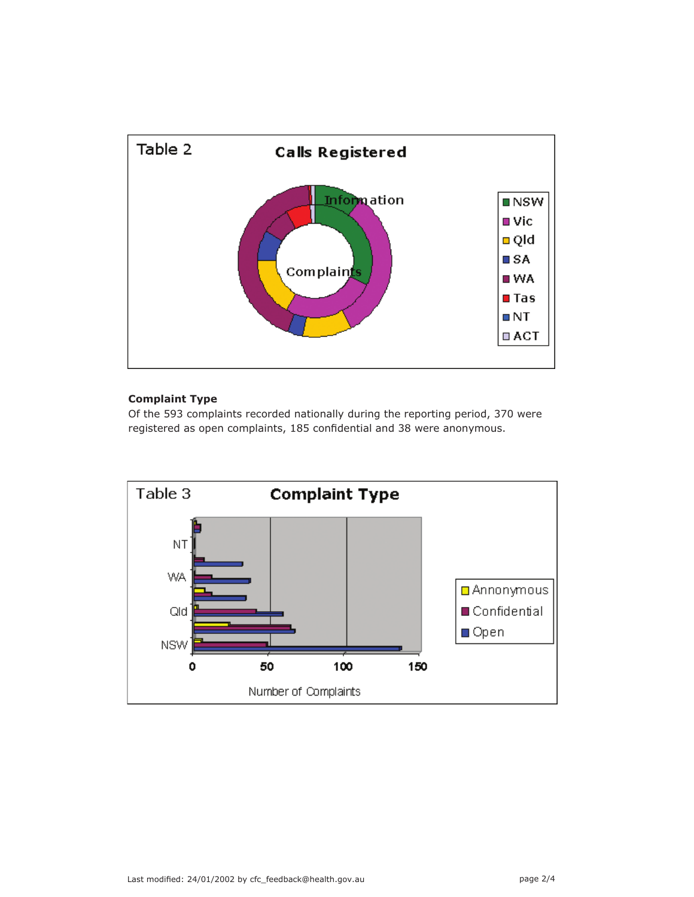Table 2

**Calls Registered**

Information

Complaints

- NSW
- Vic
- Qld
- SA
- WA
- Tas
- NT
- ACT

**Complaint Type**

Of the 593 complaints recorded nationally during the reporting period, 370 were registered as open complaints, 185 confidential and 38 were anonymous.

Table 3

**Complaint Type**

NT

WA

Qld

NSW

0 50 100 150

Number of Complaints

- Annonymous
- Confidential
- Open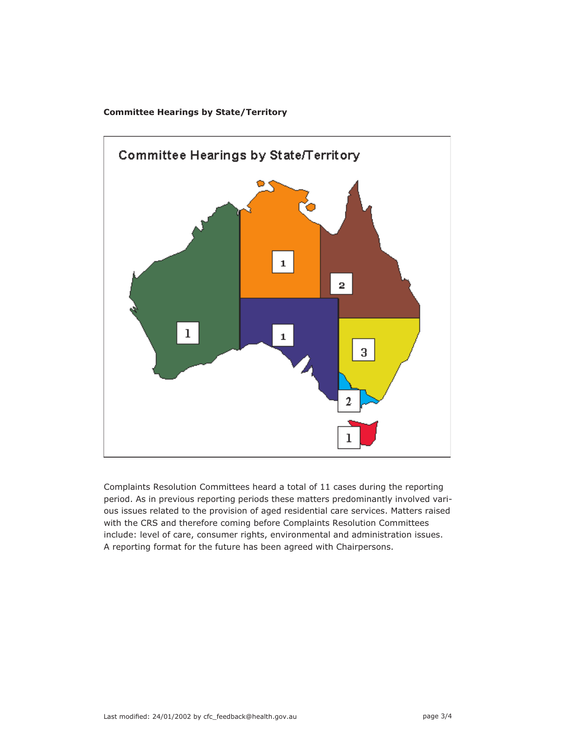**Committee Hearings by State/Territory**

Complaints Resolution Committees heard a total of 11 cases during the reporting period. As in previous reporting periods these matters predominantly involved various issues related to the provision of aged residential care services. Matters raised with the CRS and therefore coming before Complaints Resolution Committees include: level of care, consumer rights, environmental and administration issues. A reporting format for the future has been agreed with Chairpersons.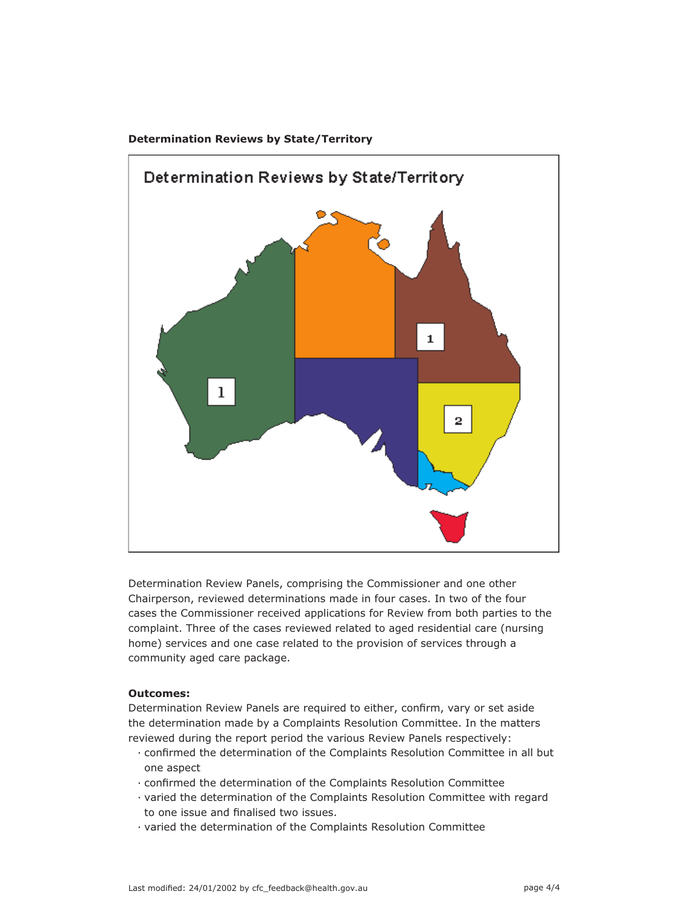**Determination Reviews by State/Territory**

Determination Reviews by State/Territory

1

1

2

Determination Review Panels, comprising the Commissioner and one other Chairperson, reviewed determinations made in four cases. In two of the four cases the Commissioner received applications for Review from both parties to the complaint. Three of the cases reviewed related to aged residential care (nursing home) services and one case related to the provision of services through a community aged care package.

**Outcomes:**

Determination Review Panels are required to either, confirm, vary or set aside the determination made by a Complaints Resolution Committee. In the matters reviewed during the report period the various Review Panels respectively:

- confirmed the determination of the Complaints Resolution Committee in all but one aspect
- confirmed the determination of the Complaints Resolution Committee
- varied the determination of the Complaints Resolution Committee with regard to one issue and finalised two issues.
- varied the determination of the Complaints Resolution Committee

Last modified: 24/01/2002 by cfc_feedback@health.gov.au